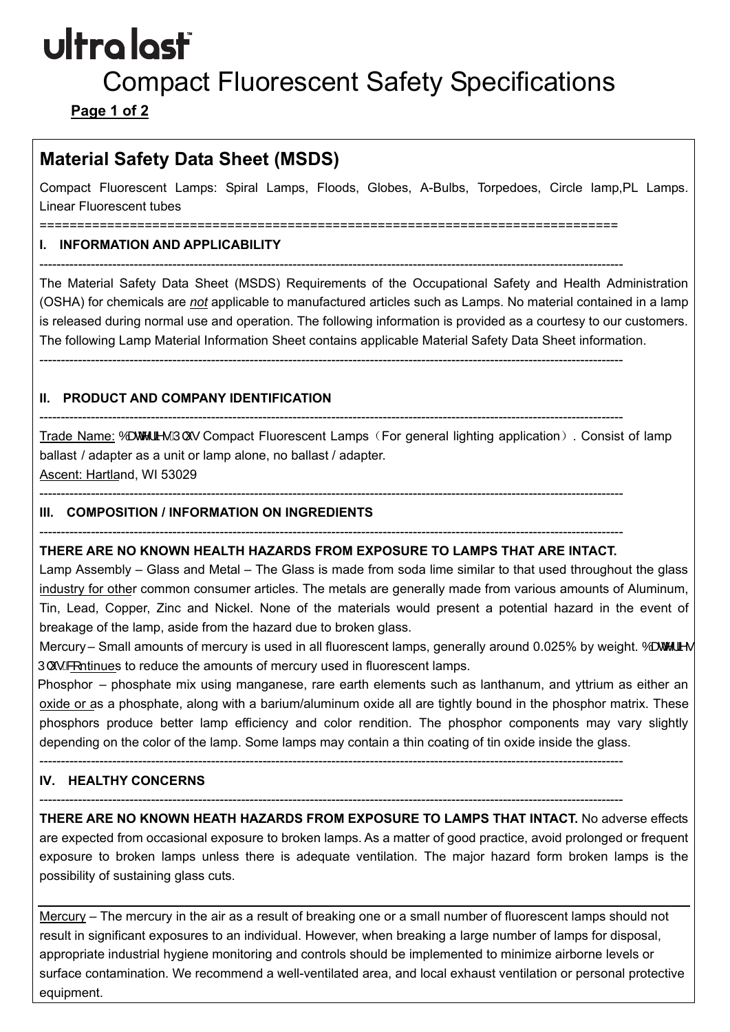# ultra last™

# Compact Fluorescent Safety Specifications

## Material Safety Data Sheet (MSDS)

Compact Fluorescent Lamps: Spiral Lamps, Floods, Globes, A-Bulbs, Torpedoes, Circle lamp,PL Lamps. Linear Fluorescent tubes

===========================================================================

### I. INFORMATION AND APPLICABILITY

---

The Material Safety Data Sheet (MSDS) Requirements of the Occupational Safety and Health Administration (OSHA) for chemicals are *not* applicable to manufactured articles such as Lamps. No material contained in a lamp is released during normal use and operation. The following information is provided as a courtesy to our customers. The following Lamp Material Information Sheet contains applicable Material Safety Data Sheet information.

---

### II. PRODUCT AND COMPANY IDENTIFICATION

---

Trade Name: %DWWHULHV3OXV Compact Fluorescent Lamps（For general lighting application）. Consist of lamp ballast / adapter as a unit or lamp alone, no ballast / adapter.
Ascent: Hartland, WI 53029

---

### III. COMPOSITION / INFORMATION ON INGREDIENTS

---

**THERE ARE NO KNOWN HEALTH HAZARDS FROM EXPOSURE TO LAMPS THAT ARE INTACT.**

Lamp Assembly – Glass and Metal – The Glass is made from soda lime similar to that used throughout the glass industry for other common consumer articles. The metals are generally made from various amounts of Aluminum, Tin, Lead, Copper, Zinc and Nickel. None of the materials would present a potential hazard in the event of breakage of the lamp, aside from the hazard due to broken glass.

Mercury – Small amounts of mercury is used in all fluorescent lamps, generally around 0.025% by weight. %DWWHULHV 3OXV FRntinues to reduce the amounts of mercury used in fluorescent lamps.

Phosphor – phosphate mix using manganese, rare earth elements such as lanthanum, and yttrium as either an oxide or as a phosphate, along with a barium/aluminum oxide all are tightly bound in the phosphor matrix. These phosphors produce better lamp efficiency and color rendition. The phosphor components may vary slightly depending on the color of the lamp. Some lamps may contain a thin coating of tin oxide inside the glass.

---

### IV. HEALTHY CONCERNS

---

**THERE ARE NO KNOWN HEATH HAZARDS FROM EXPOSURE TO LAMPS THAT INTACT.** No adverse effects are expected from occasional exposure to broken lamps. As a matter of good practice, avoid prolonged or frequent exposure to broken lamps unless there is adequate ventilation. The major hazard form broken lamps is the possibility of sustaining glass cuts.

---

Mercury – The mercury in the air as a result of breaking one or a small number of fluorescent lamps should not result in significant exposures to an individual. However, when breaking a large number of lamps for disposal, appropriate industrial hygiene monitoring and controls should be implemented to minimize airborne levels or surface contamination. We recommend a well-ventilated area, and local exhaust ventilation or personal protective equipment.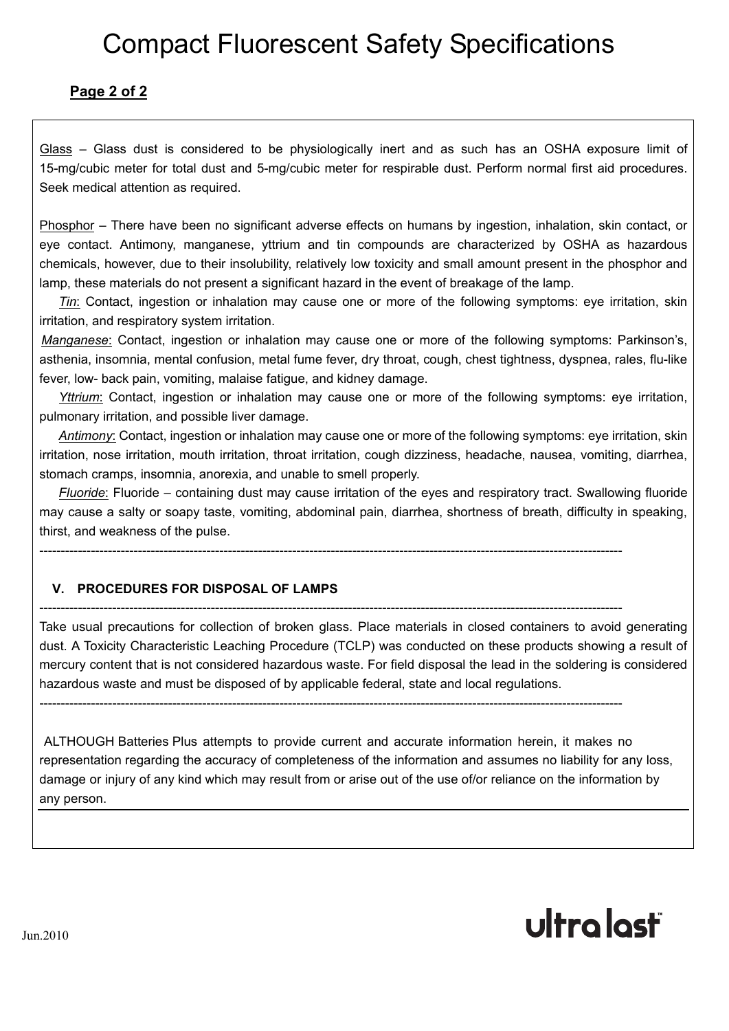# Compact Fluorescent Safety Specifications

**Page 2 of 2**

Glass – Glass dust is considered to be physiologically inert and as such has an OSHA exposure limit of 15-mg/cubic meter for total dust and 5-mg/cubic meter for respirable dust. Perform normal first aid procedures. Seek medical attention as required.

Phosphor – There have been no significant adverse effects on humans by ingestion, inhalation, skin contact, or eye contact. Antimony, manganese, yttrium and tin compounds are characterized by OSHA as hazardous chemicals, however, due to their insolubility, relatively low toxicity and small amount present in the phosphor and lamp, these materials do not present a significant hazard in the event of breakage of the lamp.

*Tin*: Contact, ingestion or inhalation may cause one or more of the following symptoms: eye irritation, skin irritation, and respiratory system irritation.

*Manganese*: Contact, ingestion or inhalation may cause one or more of the following symptoms: Parkinson's, asthenia, insomnia, mental confusion, metal fume fever, dry throat, cough, chest tightness, dyspnea, rales, flu-like fever, low- back pain, vomiting, malaise fatigue, and kidney damage.

*Yttrium*: Contact, ingestion or inhalation may cause one or more of the following symptoms: eye irritation, pulmonary irritation, and possible liver damage.

*Antimony*: Contact, ingestion or inhalation may cause one or more of the following symptoms: eye irritation, skin irritation, nose irritation, mouth irritation, throat irritation, cough dizziness, headache, nausea, vomiting, diarrhea, stomach cramps, insomnia, anorexia, and unable to smell properly.

*Fluoride*: Fluoride – containing dust may cause irritation of the eyes and respiratory tract. Swallowing fluoride may cause a salty or soapy taste, vomiting, abdominal pain, diarrhea, shortness of breath, difficulty in speaking, thirst, and weakness of the pulse.

---

## V. PROCEDURES FOR DISPOSAL OF LAMPS

---

Take usual precautions for collection of broken glass. Place materials in closed containers to avoid generating dust. A Toxicity Characteristic Leaching Procedure (TCLP) was conducted on these products showing a result of mercury content that is not considered hazardous waste. For field disposal the lead in the soldering is considered hazardous waste and must be disposed of by applicable federal, state and local regulations.

---

ALTHOUGH Batteries Plus attempts to provide current and accurate information herein, it makes no representation regarding the accuracy of completeness of the information and assumes no liability for any loss, damage or injury of any kind which may result from or arise out of the use of/or reliance on the information by any person.

Jun.2010

ultra last™